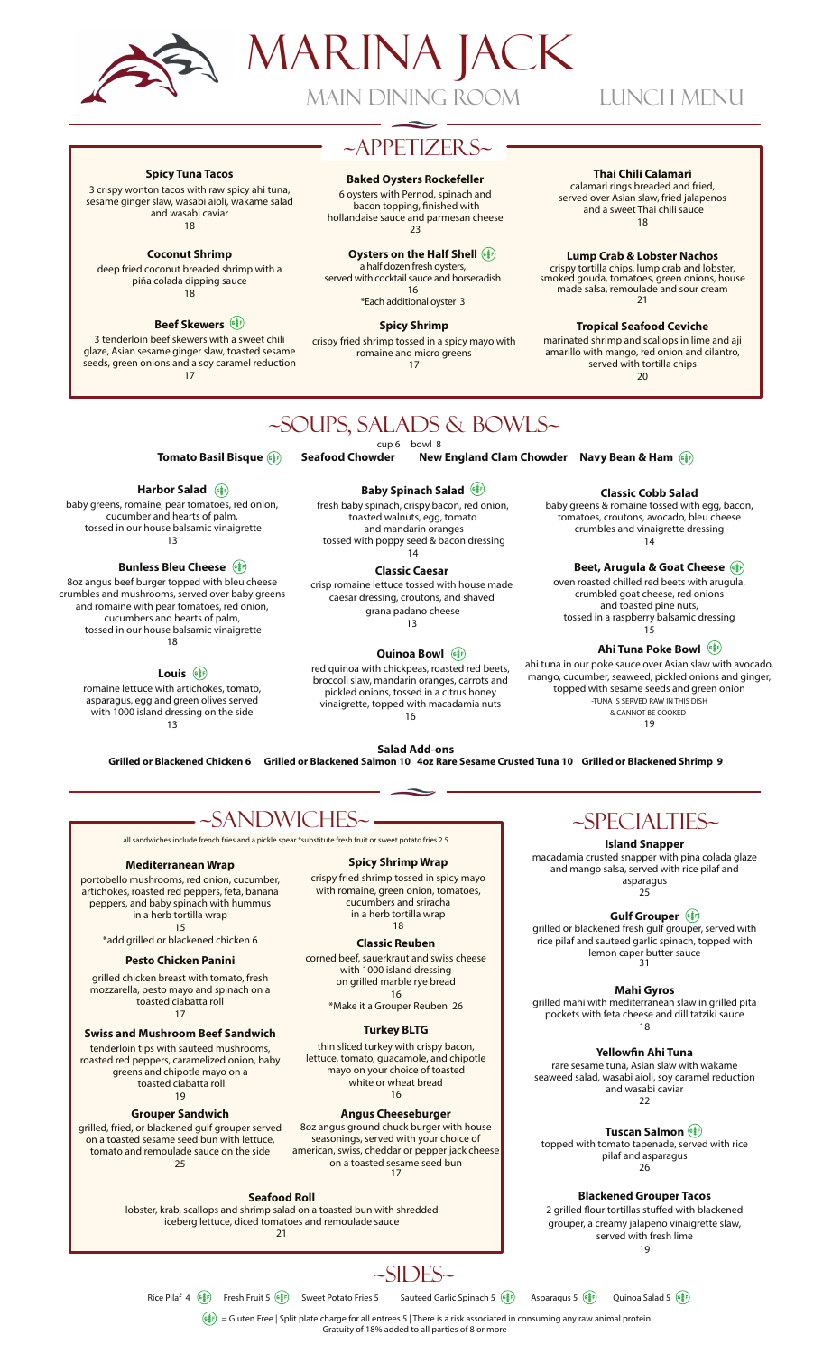# MARINA JACK

MAIN DINING ROOM — LUNCH MENU

## ~APPETIZERS~

**Spicy Tuna Tacos**
3 crispy wonton tacos with raw spicy ahi tuna, sesame ginger slaw, wasabi aioli, wakame salad and wasabi caviar
18

**Coconut Shrimp**
deep fried coconut breaded shrimp with a piña colada dipping sauce
18

**Beef Skewers** (GF)
3 tenderloin beef skewers with a sweet chili glaze, Asian sesame ginger slaw, toasted sesame seeds, green onions and a soy caramel reduction
17

**Baked Oysters Rockefeller**
6 oysters with Pernod, spinach and bacon topping, finished with hollandaise sauce and parmesan cheese
23

**Oysters on the Half Shell** (GF)
a half dozen fresh oysters, served with cocktail sauce and horseradish
16
*Each additional oyster 3

**Spicy Shrimp**
crispy fried shrimp tossed in a spicy mayo with romaine and micro greens
17

**Thai Chili Calamari**
calamari rings breaded and fried, served over Asian slaw, fried jalapenos and a sweet Thai chili sauce
18

**Lump Crab & Lobster Nachos**
crispy tortilla chips, lump crab and lobster, smoked gouda, tomatoes, green onions, house made salsa, remoulade and sour cream
21

**Tropical Seafood Ceviche**
marinated shrimp and scallops in lime and aji amarillo with mango, red onion and cilantro, served with tortilla chips
20

## ~SOUPS, SALADS & BOWLS~

cup 6 bowl 8

**Tomato Basil Bisque** (GF) **Seafood Chowder** **New England Clam Chowder** **Navy Bean & Ham** (GF)

**Harbor Salad** (GF)
baby greens, romaine, pear tomatoes, red onion, cucumber and hearts of palm, tossed in our house balsamic vinaigrette
13

**Bunless Bleu Cheese** (GF)
8oz angus beef burger topped with bleu cheese crumbles and mushrooms, served over baby greens and romaine with pear tomatoes, red onion, cucumbers and hearts of palm, tossed in our house balsamic vinaigrette
18

**Louis** (GF)
romaine lettuce with artichokes, tomato, asparagus, egg and green olives served with 1000 island dressing on the side
13

**Baby Spinach Salad** (GF)
fresh baby spinach, crispy bacon, red onion, toasted walnuts, egg, tomato and mandarin oranges tossed with poppy seed & bacon dressing
14

**Classic Caesar**
crisp romaine lettuce tossed with house made caesar dressing, croutons, and shaved grana padano cheese
13

**Quinoa Bowl** (GF)
red quinoa with chickpeas, roasted red beets, broccoli slaw, mandarin oranges, carrots and pickled onions, tossed in a citrus honey vinaigrette, topped with macadamia nuts
16

**Classic Cobb Salad**
baby greens & romaine tossed with egg, bacon, tomatoes, croutons, avocado, bleu cheese crumbles and vinaigrette dressing
14

**Beet, Arugula & Goat Cheese** (GF)
oven roasted chilled red beets with arugula, crumbled goat cheese, red onions and toasted pine nuts, tossed in a raspberry balsamic dressing
15

**Ahi Tuna Poke Bowl** (GF)
ahi tuna in our poke sauce over Asian slaw with avocado, mango, cucumber, seaweed, pickled onions and ginger, topped with sesame seeds and green onion
-TUNA IS SERVED RAW IN THIS DISH & CANNOT BE COOKED-
19

**Salad Add-ons**
**Grilled or Blackened Chicken 6 Grilled or Blackened Salmon 10 4oz Rare Sesame Crusted Tuna 10 Grilled or Blackened Shrimp 9**

## ~SANDWICHES~

all sandwiches include french fries and a pickle spear *substitute fresh fruit or sweet potato fries 2.5

**Mediterranean Wrap**
portobello mushrooms, red onion, cucumber, artichokes, roasted red peppers, feta, banana peppers, and baby spinach with hummus in a herb tortilla wrap
15
*add grilled or blackened chicken 6

**Pesto Chicken Panini**
grilled chicken breast with tomato, fresh mozzarella, pesto mayo and spinach on a toasted ciabatta roll
17

**Swiss and Mushroom Beef Sandwich**
tenderloin tips with sauteed mushrooms, roasted red peppers, caramelized onion, baby greens and chipotle mayo on a toasted ciabatta roll
19

**Grouper Sandwich**
grilled, fried, or blackened gulf grouper served on a toasted sesame seed bun with lettuce, tomato and remoulade sauce on the side
25

**Spicy Shrimp Wrap**
crispy fried shrimp tossed in spicy mayo with romaine, green onion, tomatoes, cucumbers and sriracha in a herb tortilla wrap
18

**Classic Reuben**
corned beef, sauerkraut and swiss cheese with 1000 island dressing on grilled marble rye bread
16
*Make it a Grouper Reuben 26

**Turkey BLTG**
thin sliced turkey with crispy bacon, lettuce, tomato, guacamole, and chipotle mayo on your choice of toasted white or wheat bread
16

**Angus Cheeseburger**
8oz angus ground chuck burger with house seasonings, served with your choice of american, swiss, cheddar or pepper jack cheese on a toasted sesame seed bun
17

**Seafood Roll**
lobster, krab, scallops and shrimp salad on a toasted bun with shredded iceberg lettuce, diced tomatoes and remoulade sauce
21

## ~SPECIALTIES~

**Island Snapper**
macadamia crusted snapper with pina colada glaze and mango salsa, served with rice pilaf and asparagus
25

**Gulf Grouper** (GF)
grilled or blackened fresh gulf grouper, served with rice pilaf and sauteed garlic spinach, topped with lemon caper butter sauce
31

**Mahi Gyros**
grilled mahi with mediterranean slaw in grilled pita pockets with feta cheese and dill tatziki sauce
18

**Yellowfin Ahi Tuna**
rare sesame tuna, Asian slaw with wakame seaweed salad, wasabi aioli, soy caramel reduction and wasabi caviar
22

**Tuscan Salmon** (GF)
topped with tomato tapenade, served with rice pilaf and asparagus
26

**Blackened Grouper Tacos**
2 grilled flour tortillas stuffed with blackened grouper, a creamy jalapeno vinaigrette slaw, served with fresh lime
19

## ~SIDES~

Rice Pilaf 4 (GF) Fresh Fruit 5 (GF) Sweet Potato Fries 5 Sauteed Garlic Spinach 5 (GF) Asparagus 5 (GF) Quinoa Salad 5 (GF)

(GF) = Gluten Free | Split plate charge for all entrees 5 | There is a risk associated in consuming any raw animal protein
Gratuity of 18% added to all parties of 8 or more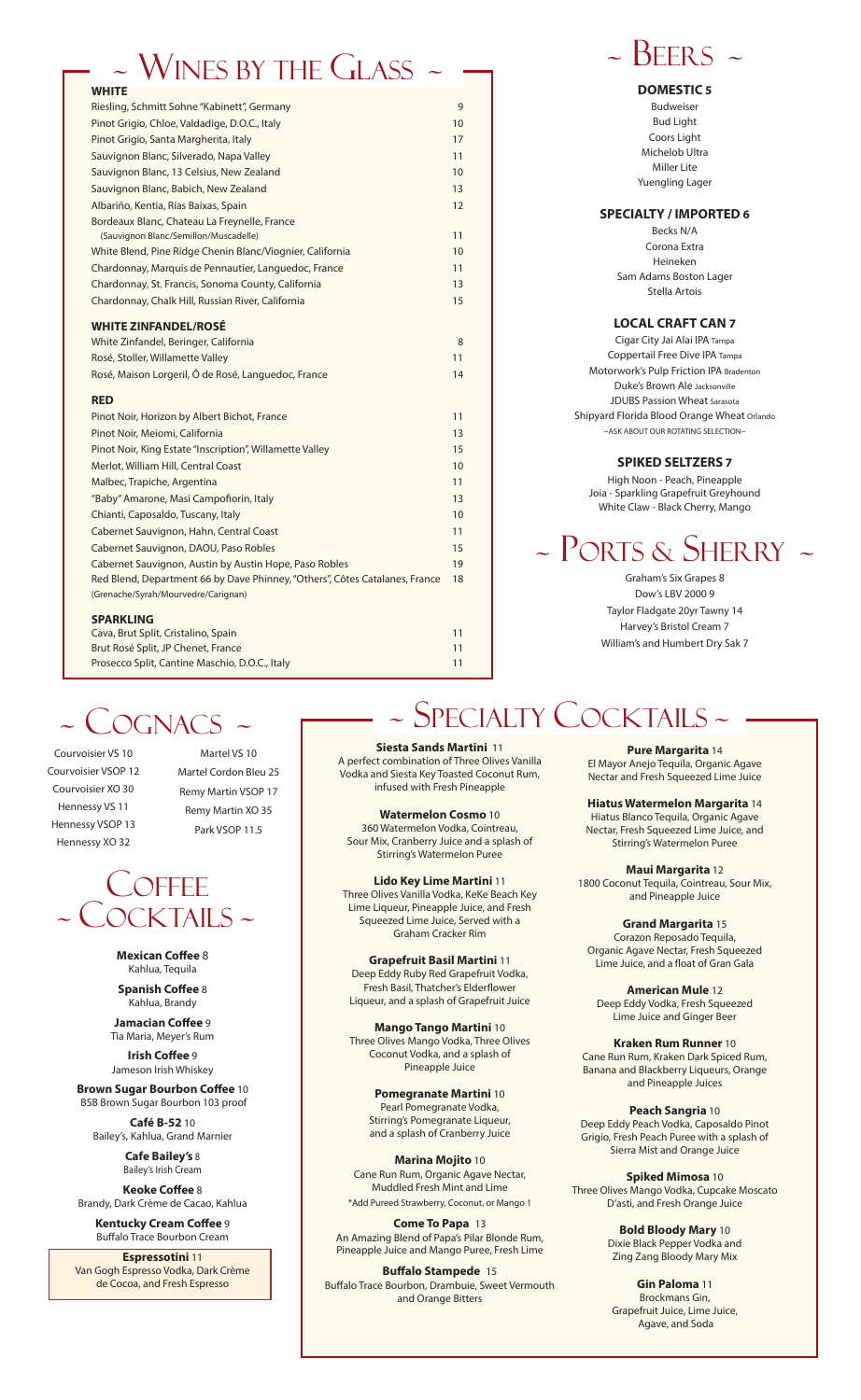# ~ Wines by the Glass ~

### WHITE

| | |
|---|---|
| Riesling, Schmitt Sohne "Kabinett", Germany | 9 |
| Pinot Grigio, Chloe, Valdadige, D.O.C., Italy | 10 |
| Pinot Grigio, Santa Margherita, Italy | 17 |
| Sauvignon Blanc, Silverado, Napa Valley | 11 |
| Sauvignon Blanc, 13 Celsius, New Zealand | 10 |
| Sauvignon Blanc, Babich, New Zealand | 13 |
| Albariño, Kentia, Rías Baixas, Spain | 12 |
| Bordeaux Blanc, Chateau La Freynelle, France (Sauvignon Blanc/Semillon/Muscadelle) | 11 |
| White Blend, Pine Ridge Chenin Blanc/Viognier, California | 10 |
| Chardonnay, Marquis de Pennautier, Languedoc, France | 11 |
| Chardonnay, St. Francis, Sonoma County, California | 13 |
| Chardonnay, Chalk Hill, Russian River, California | 15 |

### WHITE ZINFANDEL/ROSÉ

| | |
|---|---|
| White Zinfandel, Beringer, California | 8 |
| Rosé, Stoller, Willamette Valley | 11 |
| Rosé, Maison Lorgeril, Ô de Rosé, Languedoc, France | 14 |

### RED

| | |
|---|---|
| Pinot Noir, Horizon by Albert Bichot, France | 11 |
| Pinot Noir, Meiomi, California | 13 |
| Pinot Noir, King Estate "Inscription", Willamette Valley | 15 |
| Merlot, William Hill, Central Coast | 10 |
| Malbec, Trapiche, Argentina | 11 |
| "Baby" Amarone, Masi Campofiorin, Italy | 13 |
| Chianti, Caposaldo, Tuscany, Italy | 10 |
| Cabernet Sauvignon, Hahn, Central Coast | 11 |
| Cabernet Sauvignon, DAOU, Paso Robles | 15 |
| Cabernet Sauvignon, Austin by Austin Hope, Paso Robles | 19 |
| Red Blend, Department 66 by Dave Phinney, "Others", Côtes Catalanes, France (Grenache/Syrah/Mourvedre/Carignan) | 18 |

### SPARKLING

| | |
|---|---|
| Cava, Brut Split, Cristalino, Spain | 11 |
| Brut Rosé Split, JP Chenet, France | 11 |
| Prosecco Split, Cantine Maschio, D.O.C., Italy | 11 |

# ~ Beers ~

### DOMESTIC 5

Budweiser
Bud Light
Coors Light
Michelob Ultra
Miller Lite
Yuengling Lager

### SPECIALTY / IMPORTED 6

Becks N/A
Corona Extra
Heineken
Sam Adams Boston Lager
Stella Artois

### LOCAL CRAFT CAN 7

Cigar City Jai Alai IPA Tampa
Coppertail Free Dive IPA Tampa
Motorwork's Pulp Friction IPA Bradenton
Duke's Brown Ale Jacksonville
JDUBS Passion Wheat Sarasota
Shipyard Florida Blood Orange Wheat Orlando
~ASK ABOUT OUR ROTATING SELECTION~

### SPIKED SELTZERS 7

High Noon - Peach, Pineapple
Joia - Sparkling Grapefruit Greyhound
White Claw - Black Cherry, Mango

# ~ Ports & Sherry ~

Graham's Six Grapes 8
Dow's LBV 2000 9
Taylor Fladgate 20yr Tawny 14
Harvey's Bristol Cream 7
William's and Humbert Dry Sak 7

# ~ Cognacs ~

Courvoisier VS 10
Courvoisier VSOP 12
Courvoisier XO 30
Hennessy VS 11
Hennessy VSOP 13
Hennessy XO 32
Martel VS 10
Martel Cordon Bleu 25
Remy Martin VSOP 17
Remy Martin XO 35
Park VSOP 11.5

# Coffee ~ Cocktails ~

**Mexican Coffee** 8
Kahlua, Tequila

**Spanish Coffee** 8
Kahlua, Brandy

**Jamacian Coffee** 9
Tia Maria, Meyer's Rum

**Irish Coffee** 9
Jameson Irish Whiskey

**Brown Sugar Bourbon Coffee** 10
BSB Brown Sugar Bourbon 103 proof

**Café B-52** 10
Bailey's, Kahlua, Grand Marnier

**Cafe Bailey's** 8
Bailey's Irish Cream

**Keoke Coffee** 8
Brandy, Dark Crème de Cacao, Kahlua

**Kentucky Cream Coffee** 9
Buffalo Trace Bourbon Cream

**Espressotini** 11
Van Gogh Espresso Vodka, Dark Crème de Cocoa, and Fresh Espresso

# ~ Specialty Cocktails ~

**Siesta Sands Martini** 11
A perfect combination of Three Olives Vanilla Vodka and Siesta Key Toasted Coconut Rum, infused with Fresh Pineapple

**Watermelon Cosmo** 10
360 Watermelon Vodka, Cointreau, Sour Mix, Cranberry Juice and a splash of Stirring's Watermelon Puree

**Lido Key Lime Martini** 11
Three Olives Vanilla Vodka, KeKe Beach Key Lime Liqueur, Pineapple Juice, and Fresh Squeezed Lime Juice, Served with a Graham Cracker Rim

**Grapefruit Basil Martini** 11
Deep Eddy Ruby Red Grapefruit Vodka, Fresh Basil, Thatcher's Elderflower Liqueur, and a splash of Grapefruit Juice

**Mango Tango Martini** 10
Three Olives Mango Vodka, Three Olives Coconut Vodka, and a splash of Pineapple Juice

**Pomegranate Martini** 10
Pearl Pomegranate Vodka, Stirring's Pomegranate Liqueur, and a splash of Cranberry Juice

**Marina Mojito** 10
Cane Run Rum, Organic Agave Nectar, Muddled Fresh Mint and Lime
*Add Pureed Strawberry, Coconut, or Mango 1

**Come To Papa** 13
An Amazing Blend of Papa's Pilar Blonde Rum, Pineapple Juice and Mango Puree, Fresh Lime

**Buffalo Stampede** 15
Buffalo Trace Bourbon, Drambuie, Sweet Vermouth and Orange Bitters

**Pure Margarita** 14
El Mayor Anejo Tequila, Organic Agave Nectar and Fresh Squeezed Lime Juice

**Hiatus Watermelon Margarita** 14
Hiatus Blanco Tequila, Organic Agave Nectar, Fresh Squeezed Lime Juice, and Stirring's Watermelon Puree

**Maui Margarita** 12
1800 Coconut Tequila, Cointreau, Sour Mix, and Pineapple Juice

**Grand Margarita** 15
Corazon Reposado Tequila, Organic Agave Nectar, Fresh Squeezed Lime Juice, and a float of Gran Gala

**American Mule** 12
Deep Eddy Vodka, Fresh Squeezed Lime Juice and Ginger Beer

**Kraken Rum Runner** 10
Cane Run Rum, Kraken Dark Spiced Rum, Banana and Blackberry Liqueurs, Orange and Pineapple Juices

**Peach Sangria** 10
Deep Eddy Peach Vodka, Caposaldo Pinot Grigio, Fresh Peach Puree with a splash of Sierra Mist and Orange Juice

**Spiked Mimosa** 10
Three Olives Mango Vodka, Cupcake Moscato D'asti, and Fresh Orange Juice

**Bold Bloody Mary** 10
Dixie Black Pepper Vodka and Zing Zang Bloody Mary Mix

**Gin Paloma** 11
Brockmans Gin, Grapefruit Juice, Lime Juice, Agave, and Soda